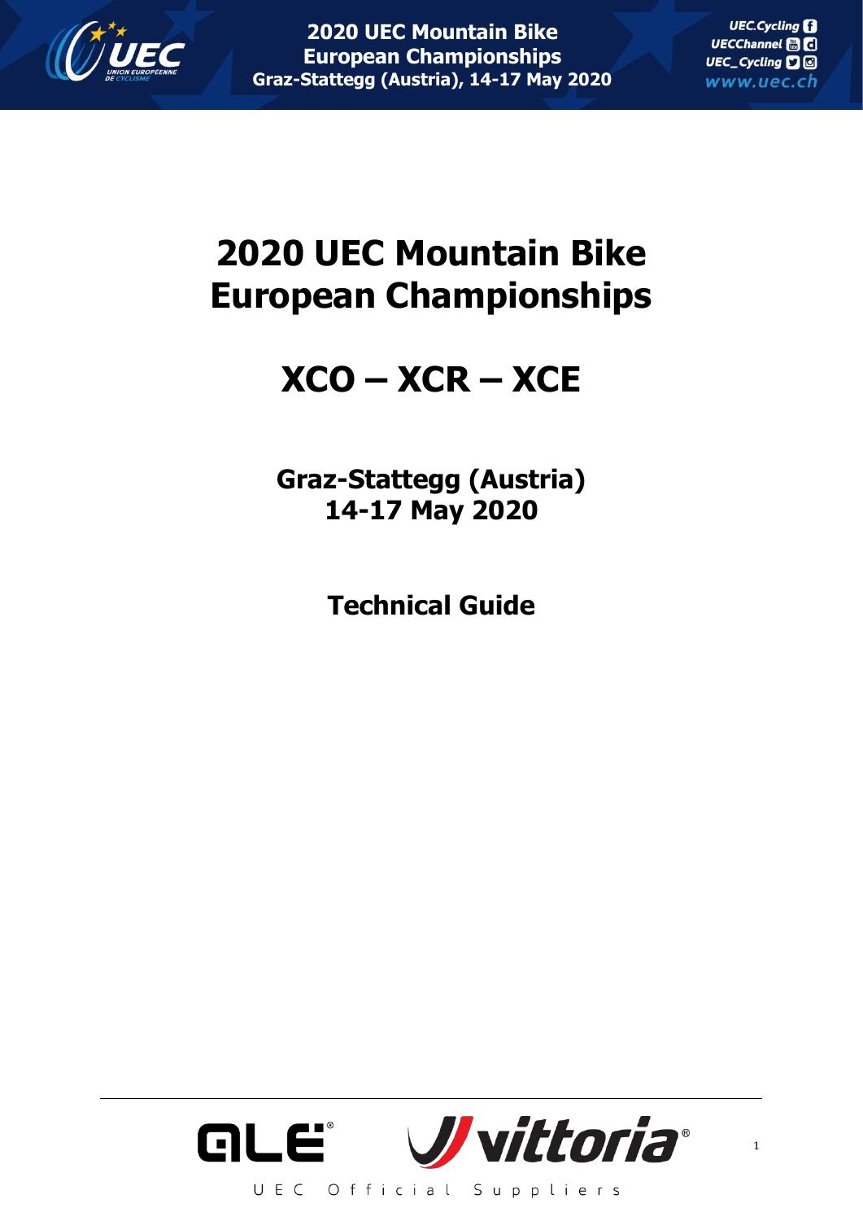# 2020 UEC Mountain Bike European Championships

# XCO – XCR – XCE

**Graz-Stattegg (Austria)**
**14-17 May 2020**

**Technical Guide**

UEC Official Suppliers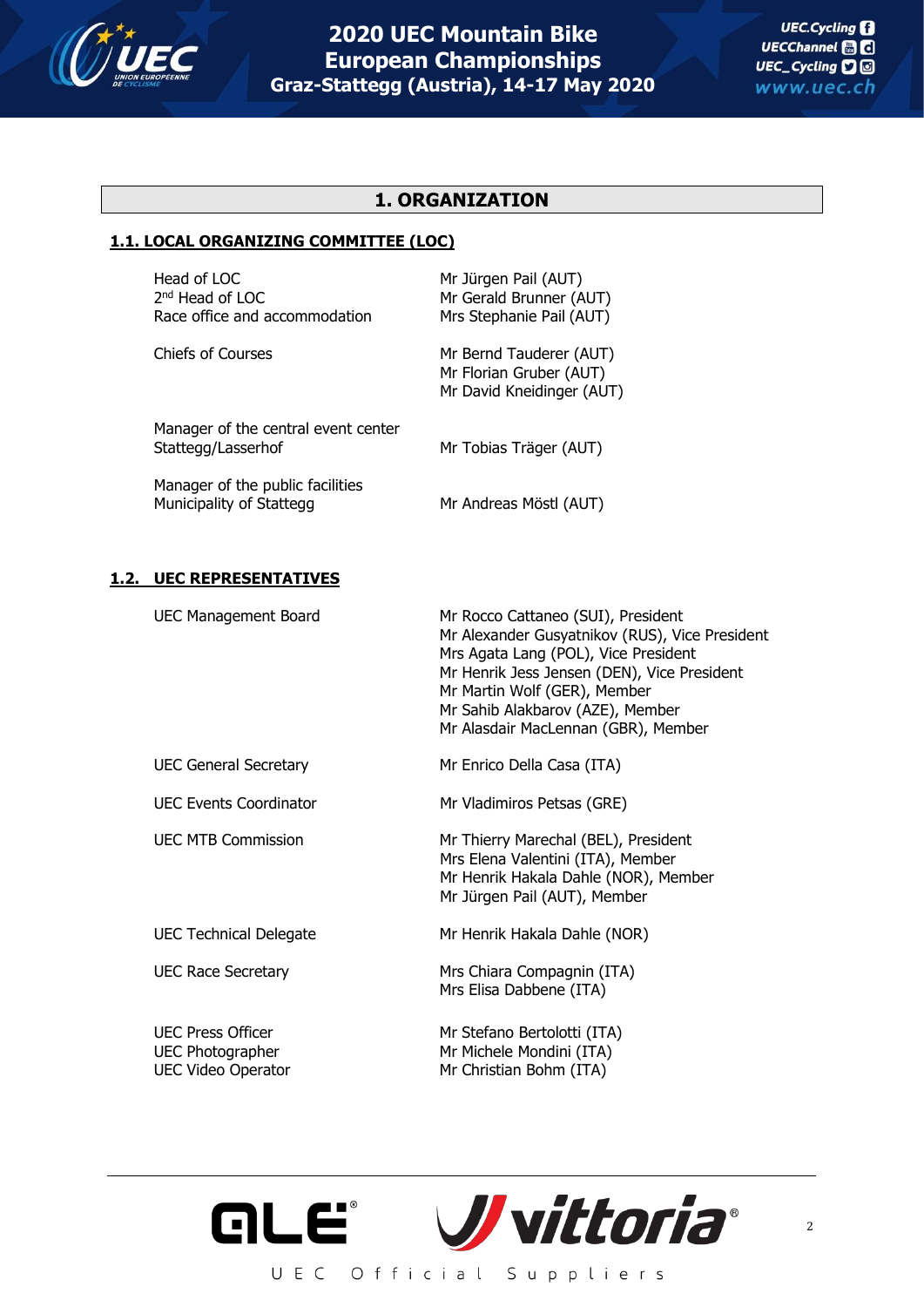# 1. ORGANIZATION

## 1.1. LOCAL ORGANIZING COMMITTEE (LOC)

| | |
|---|---|
| Head of LOC | Mr Jürgen Pail (AUT) |
| 2nd Head of LOC | Mr Gerald Brunner (AUT) |
| Race office and accommodation | Mrs Stephanie Pail (AUT) |
| Chiefs of Courses | Mr Bernd Tauderer (AUT)<br>Mr Florian Gruber (AUT)<br>Mr David Kneidinger (AUT) |
| Manager of the central event center Stattegg/Lasserhof | Mr Tobias Träger (AUT) |
| Manager of the public facilities Municipality of Stattegg | Mr Andreas Möstl (AUT) |

## 1.2. UEC REPRESENTATIVES

| | |
|---|---|
| UEC Management Board | Mr Rocco Cattaneo (SUI), President<br>Mr Alexander Gusyatnikov (RUS), Vice President<br>Mrs Agata Lang (POL), Vice President<br>Mr Henrik Jess Jensen (DEN), Vice President<br>Mr Martin Wolf (GER), Member<br>Mr Sahib Alakbarov (AZE), Member<br>Mr Alasdair MacLennan (GBR), Member |
| UEC General Secretary | Mr Enrico Della Casa (ITA) |
| UEC Events Coordinator | Mr Vladimiros Petsas (GRE) |
| UEC MTB Commission | Mr Thierry Marechal (BEL), President<br>Mrs Elena Valentini (ITA), Member<br>Mr Henrik Hakala Dahle (NOR), Member<br>Mr Jürgen Pail (AUT), Member |
| UEC Technical Delegate | Mr Henrik Hakala Dahle (NOR) |
| UEC Race Secretary | Mrs Chiara Compagnin (ITA)<br>Mrs Elisa Dabbene (ITA) |
| UEC Press Officer | Mr Stefano Bertolotti (ITA) |
| UEC Photographer | Mr Michele Mondini (ITA) |
| UEC Video Operator | Mr Christian Bohm (ITA) |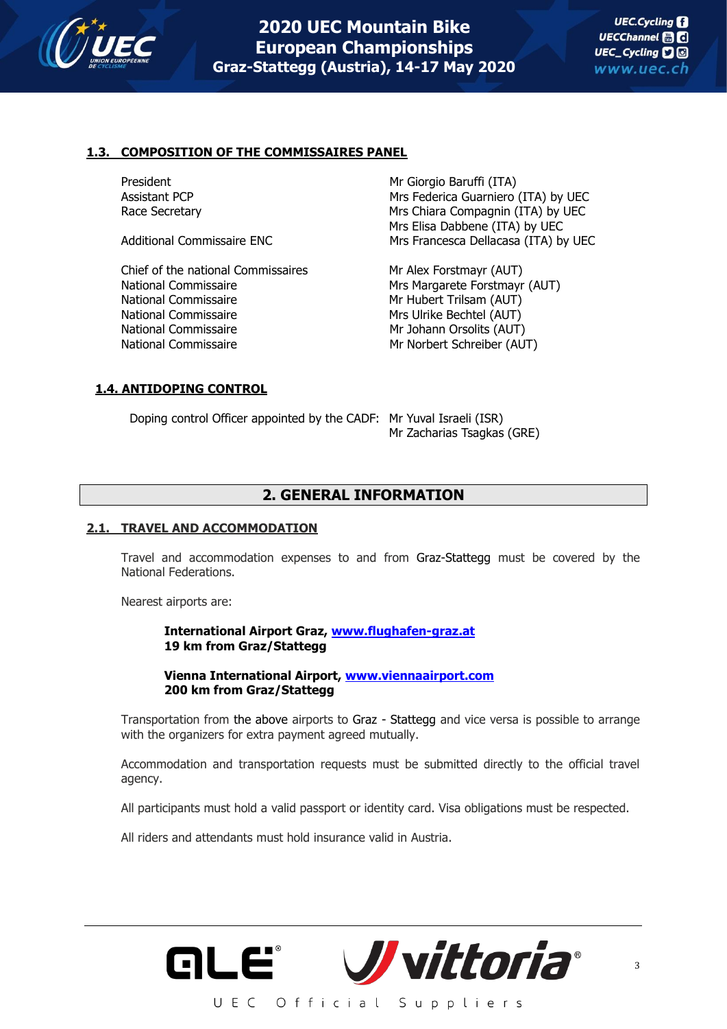### 1.3. COMPOSITION OF THE COMMISSAIRES PANEL

| | |
|---|---|
| President | Mr Giorgio Baruffi (ITA) |
| Assistant PCP | Mrs Federica Guarniero (ITA) by UEC |
| Race Secretary | Mrs Chiara Compagnin (ITA) by UEC |
| | Mrs Elisa Dabbene (ITA) by UEC |
| Additional Commissaire ENC | Mrs Francesca Dellacasa (ITA) by UEC |
| Chief of the national Commissaires | Mr Alex Forstmayr (AUT) |
| National Commissaire | Mrs Margarete Forstmayr (AUT) |
| National Commissaire | Mr Hubert Trilsam (AUT) |
| National Commissaire | Mrs Ulrike Bechtel (AUT) |
| National Commissaire | Mr Johann Orsolits (AUT) |
| National Commissaire | Mr Norbert Schreiber (AUT) |

### 1.4. ANTIDOPING CONTROL

Doping control Officer appointed by the CADF: Mr Yuval Israeli (ISR)
Mr Zacharias Tsagkas (GRE)

## 2. GENERAL INFORMATION

### 2.1. TRAVEL AND ACCOMMODATION

Travel and accommodation expenses to and from Graz-Stattegg must be covered by the National Federations.

Nearest airports are:

**International Airport Graz, www.flughafen-graz.at**
**19 km from Graz/Stattegg**

**Vienna International Airport, www.viennaairport.com**
**200 km from Graz/Stattegg**

Transportation from the above airports to Graz - Stattegg and vice versa is possible to arrange with the organizers for extra payment agreed mutually.

Accommodation and transportation requests must be submitted directly to the official travel agency.

All participants must hold a valid passport or identity card. Visa obligations must be respected.

All riders and attendants must hold insurance valid in Austria.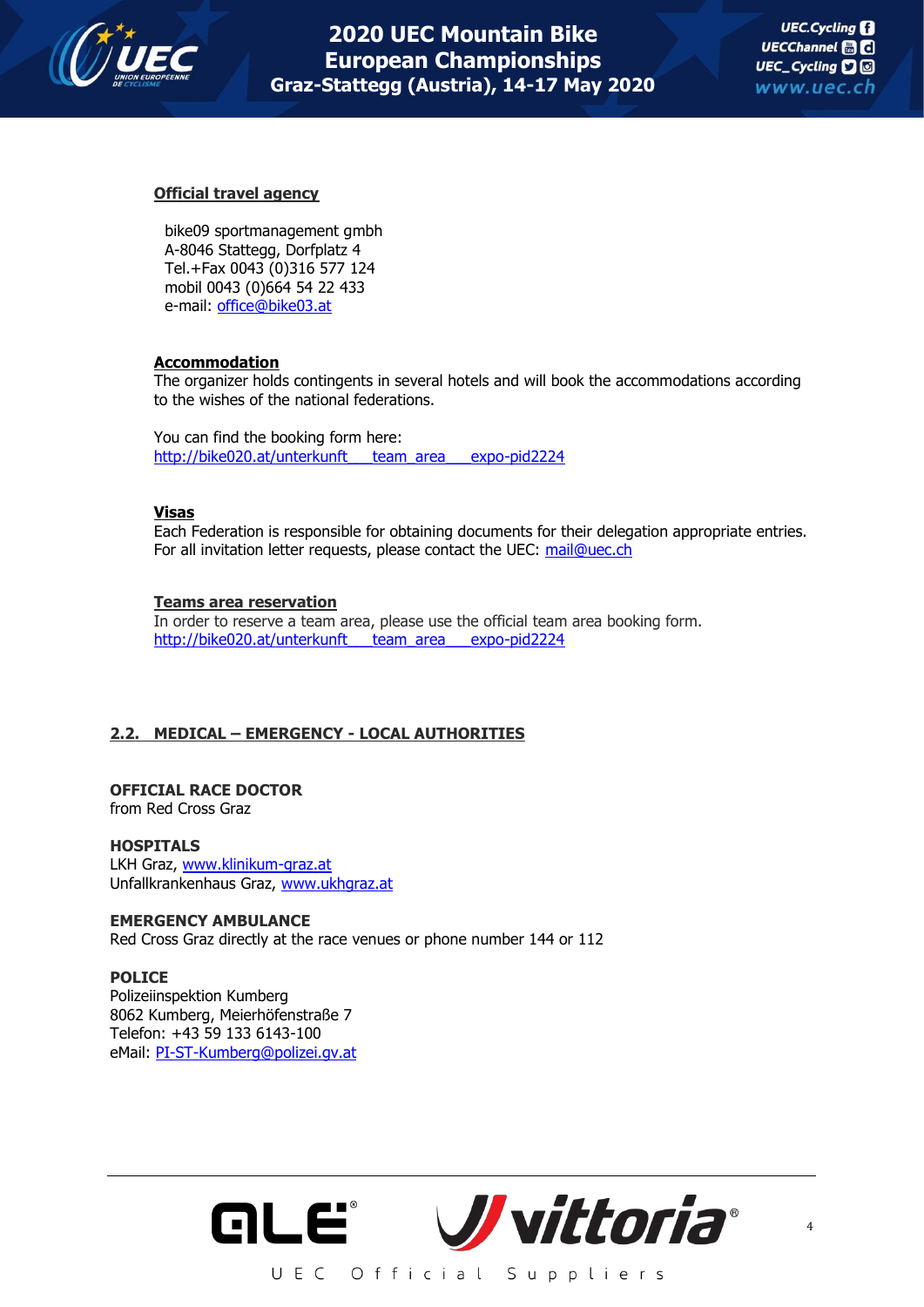**Official travel agency**

bike09 sportmanagement gmbh
A-8046 Stattegg, Dorfplatz 4
Tel.+Fax 0043 (0)316 577 124
mobil 0043 (0)664 54 22 433
e-mail: office@bike03.at

**Accommodation**

The organizer holds contingents in several hotels and will book the accommodations according to the wishes of the national federations.

You can find the booking form here:
http://bike020.at/unterkunft___team_area___expo-pid2224

**Visas**

Each Federation is responsible for obtaining documents for their delegation appropriate entries. For all invitation letter requests, please contact the UEC: mail@uec.ch

**Teams area reservation**

In order to reserve a team area, please use the official team area booking form.
http://bike020.at/unterkunft___team_area___expo-pid2224

## 2.2. MEDICAL – EMERGENCY - LOCAL AUTHORITIES

**OFFICIAL RACE DOCTOR**
from Red Cross Graz

**HOSPITALS**
LKH Graz, www.klinikum-graz.at
Unfallkrankenhaus Graz, www.ukhgraz.at

**EMERGENCY AMBULANCE**
Red Cross Graz directly at the race venues or phone number 144 or 112

**POLICE**
Polizeiinspektion Kumberg
8062 Kumberg, Meierhöfenstraße 7
Telefon: +43 59 133 6143-100
eMail: PI-ST-Kumberg@polizei.gv.at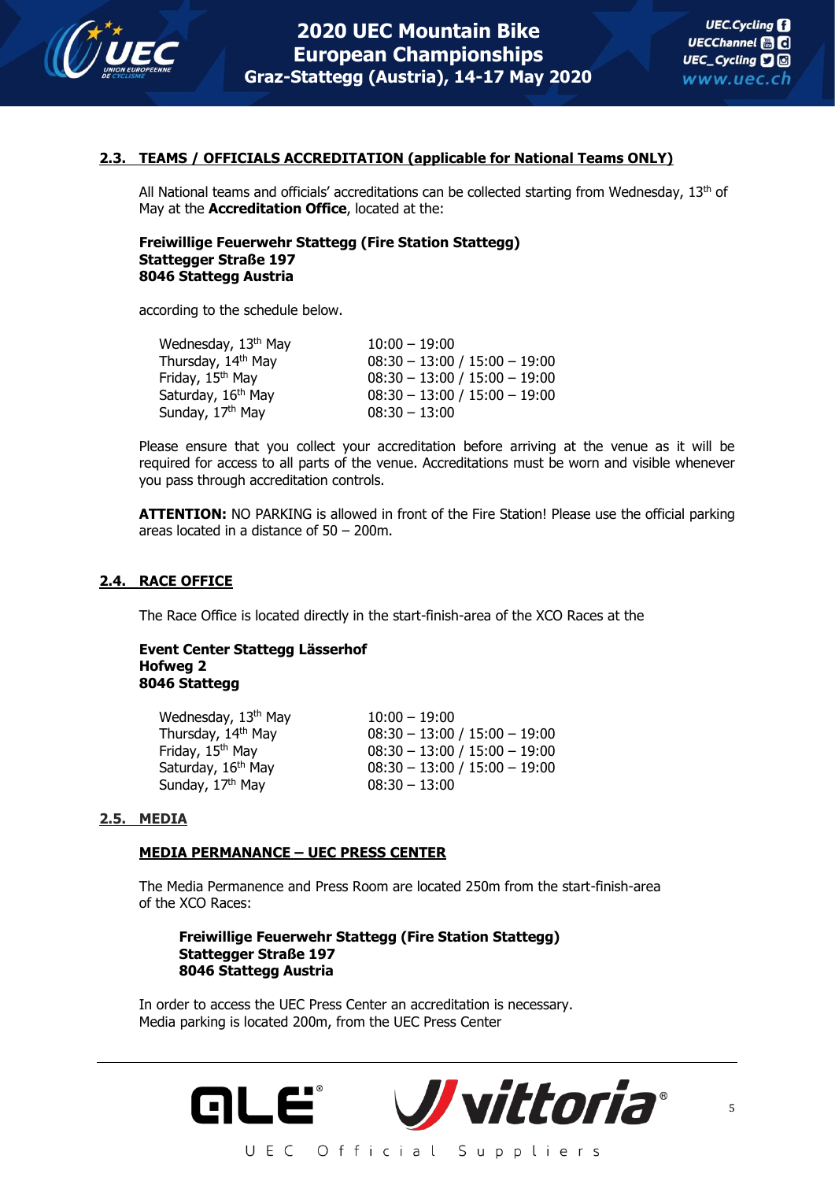## 2.3. TEAMS / OFFICIALS ACCREDITATION (applicable for National Teams ONLY)

All National teams and officials' accreditations can be collected starting from Wednesday, 13th of May at the **Accreditation Office**, located at the:

**Freiwillige Feuerwehr Stattegg (Fire Station Stattegg)**
**Stattegger Straße 197**
**8046 Stattegg Austria**

according to the schedule below.

| | |
|---|---|
| Wednesday, 13th May | 10:00 – 19:00 |
| Thursday, 14th May | 08:30 – 13:00 / 15:00 – 19:00 |
| Friday, 15th May | 08:30 – 13:00 / 15:00 – 19:00 |
| Saturday, 16th May | 08:30 – 13:00 / 15:00 – 19:00 |
| Sunday, 17th May | 08:30 – 13:00 |

Please ensure that you collect your accreditation before arriving at the venue as it will be required for access to all parts of the venue. Accreditations must be worn and visible whenever you pass through accreditation controls.

**ATTENTION:** NO PARKING is allowed in front of the Fire Station! Please use the official parking areas located in a distance of 50 – 200m.

## 2.4. RACE OFFICE

The Race Office is located directly in the start-finish-area of the XCO Races at the

**Event Center Stattegg Lässerhof**
**Hofweg 2**
**8046 Stattegg**

| | |
|---|---|
| Wednesday, 13th May | 10:00 – 19:00 |
| Thursday, 14th May | 08:30 – 13:00 / 15:00 – 19:00 |
| Friday, 15th May | 08:30 – 13:00 / 15:00 – 19:00 |
| Saturday, 16th May | 08:30 – 13:00 / 15:00 – 19:00 |
| Sunday, 17th May | 08:30 – 13:00 |

## 2.5. MEDIA

### MEDIA PERMANANCE – UEC PRESS CENTER

The Media Permanence and Press Room are located 250m from the start-finish-area of the XCO Races:

**Freiwillige Feuerwehr Stattegg (Fire Station Stattegg)**
**Stattegger Straße 197**
**8046 Stattegg Austria**

In order to access the UEC Press Center an accreditation is necessary.
Media parking is located 200m, from the UEC Press Center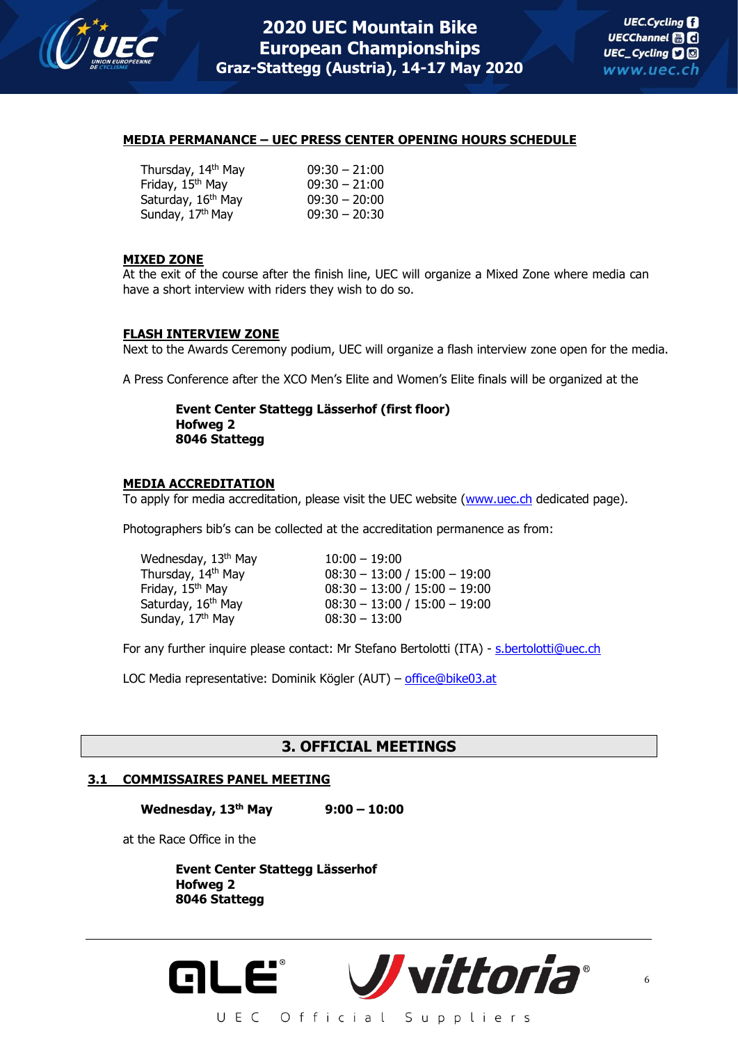**MEDIA PERMANANCE – UEC PRESS CENTER OPENING HOURS SCHEDULE**

| | |
|---|---|
| Thursday, 14th May | 09:30 – 21:00 |
| Friday, 15th May | 09:30 – 21:00 |
| Saturday, 16th May | 09:30 – 20:00 |
| Sunday, 17th May | 09:30 – 20:30 |

**MIXED ZONE**

At the exit of the course after the finish line, UEC will organize a Mixed Zone where media can have a short interview with riders they wish to do so.

**FLASH INTERVIEW ZONE**

Next to the Awards Ceremony podium, UEC will organize a flash interview zone open for the media.

A Press Conference after the XCO Men's Elite and Women's Elite finals will be organized at the

**Event Center Stattegg Lässerhof (first floor)**
**Hofweg 2**
**8046 Stattegg**

**MEDIA ACCREDITATION**

To apply for media accreditation, please visit the UEC website (www.uec.ch dedicated page).

Photographers bib's can be collected at the accreditation permanence as from:

| | |
|---|---|
| Wednesday, 13th May | 10:00 – 19:00 |
| Thursday, 14th May | 08:30 – 13:00 / 15:00 – 19:00 |
| Friday, 15th May | 08:30 – 13:00 / 15:00 – 19:00 |
| Saturday, 16th May | 08:30 – 13:00 / 15:00 – 19:00 |
| Sunday, 17th May | 08:30 – 13:00 |

For any further inquire please contact: Mr Stefano Bertolotti (ITA) - s.bertolotti@uec.ch

LOC Media representative: Dominik Kögler (AUT) – office@bike03.at

# 3. OFFICIAL MEETINGS

## 3.1 COMMISSAIRES PANEL MEETING

**Wednesday, 13th May** **9:00 – 10:00**

at the Race Office in the

**Event Center Stattegg Lässerhof**
**Hofweg 2**
**8046 Stattegg**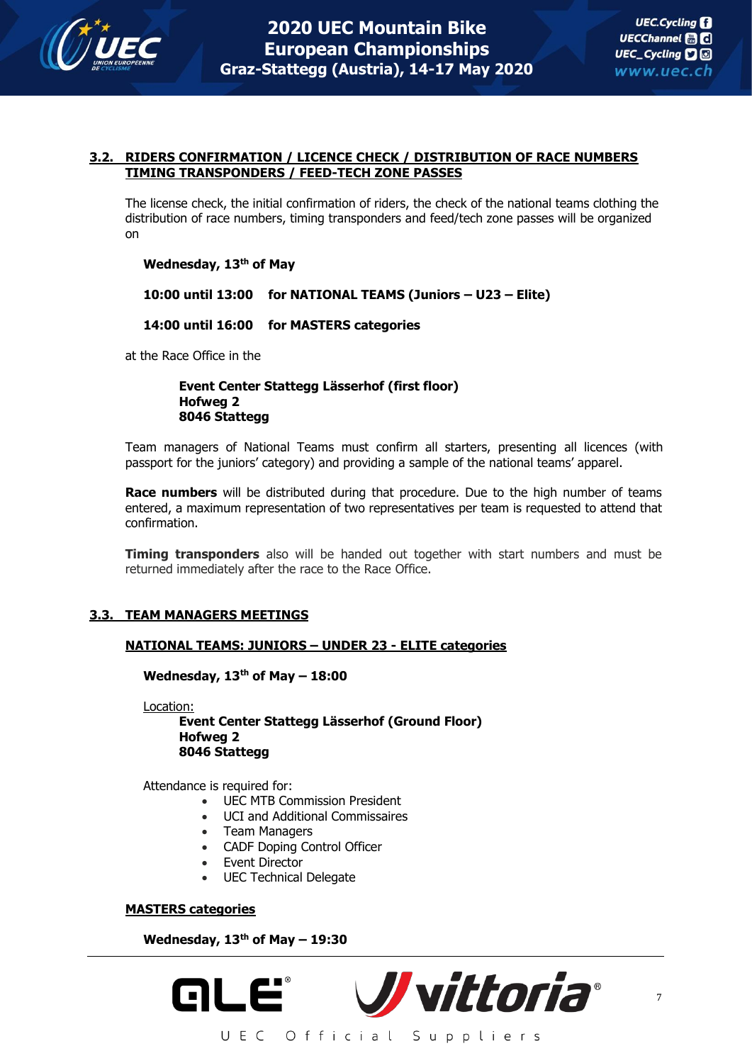## 3.2. RIDERS CONFIRMATION / LICENCE CHECK / DISTRIBUTION OF RACE NUMBERS TIMING TRANSPONDERS / FEED-TECH ZONE PASSES

The license check, the initial confirmation of riders, the check of the national teams clothing the distribution of race numbers, timing transponders and feed/tech zone passes will be organized on

**Wednesday, 13th of May**

**10:00 until 13:00 for NATIONAL TEAMS (Juniors – U23 – Elite)**

**14:00 until 16:00 for MASTERS categories**

at the Race Office in the

**Event Center Stattegg Lässerhof (first floor)**
**Hofweg 2**
**8046 Stattegg**

Team managers of National Teams must confirm all starters, presenting all licences (with passport for the juniors' category) and providing a sample of the national teams' apparel.

**Race numbers** will be distributed during that procedure. Due to the high number of teams entered, a maximum representation of two representatives per team is requested to attend that confirmation.

**Timing transponders** also will be handed out together with start numbers and must be returned immediately after the race to the Race Office.

## 3.3. TEAM MANAGERS MEETINGS

**NATIONAL TEAMS: JUNIORS – UNDER 23 - ELITE categories**

**Wednesday, 13th of May – 18:00**

Location:
**Event Center Stattegg Lässerhof (Ground Floor)**
**Hofweg 2**
**8046 Stattegg**

Attendance is required for:

- UEC MTB Commission President
- UCI and Additional Commissaires
- Team Managers
- CADF Doping Control Officer
- Event Director
- UEC Technical Delegate

**MASTERS categories**

**Wednesday, 13th of May – 19:30**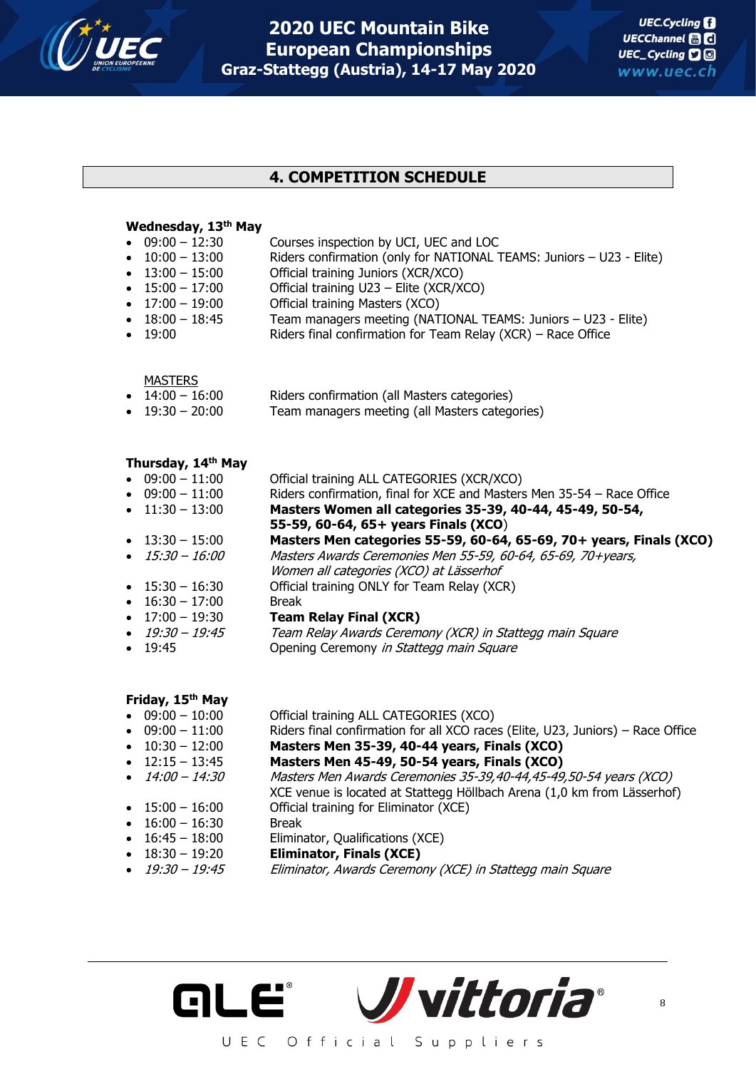## 4. COMPETITION SCHEDULE

**Wednesday, 13th May**

- 09:00 – 12:30 Courses inspection by UCI, UEC and LOC
- 10:00 – 13:00 Riders confirmation (only for NATIONAL TEAMS: Juniors – U23 - Elite)
- 13:00 – 15:00 Official training Juniors (XCR/XCO)
- 15:00 – 17:00 Official training U23 – Elite (XCR/XCO)
- 17:00 – 19:00 Official training Masters (XCO)
- 18:00 – 18:45 Team managers meeting (NATIONAL TEAMS: Juniors – U23 - Elite)
- 19:00 Riders final confirmation for Team Relay (XCR) – Race Office

MASTERS

- 14:00 – 16:00 Riders confirmation (all Masters categories)
- 19:30 – 20:00 Team managers meeting (all Masters categories)

**Thursday, 14th May**

- 09:00 – 11:00 Official training ALL CATEGORIES (XCR/XCO)
- 09:00 – 11:00 Riders confirmation, final for XCE and Masters Men 35-54 – Race Office
- 11:30 – 13:00 **Masters Women all categories 35-39, 40-44, 45-49, 50-54, 55-59, 60-64, 65+ years Finals (XCO)**
- 13:30 – 15:00 **Masters Men categories 55-59, 60-64, 65-69, 70+ years, Finals (XCO)**
- *15:30 – 16:00* *Masters Awards Ceremonies Men 55-59, 60-64, 65-69, 70+years, Women all categories (XCO) at Lässerhof*
- 15:30 – 16:30 Official training ONLY for Team Relay (XCR)
- 16:30 – 17:00 Break
- 17:00 – 19:30 **Team Relay Final (XCR)**
- *19:30 – 19:45* *Team Relay Awards Ceremony (XCR) in Stattegg main Square*
- 19:45 Opening Ceremony *in Stattegg main Square*

**Friday, 15th May**

- 09:00 – 10:00 Official training ALL CATEGORIES (XCO)
- 09:00 – 11:00 Riders final confirmation for all XCO races (Elite, U23, Juniors) – Race Office
- 10:30 – 12:00 **Masters Men 35-39, 40-44 years, Finals (XCO)**
- 12:15 – 13:45 **Masters Men 45-49, 50-54 years, Finals (XCO)**
- *14:00 – 14:30* *Masters Men Awards Ceremonies 35-39,40-44,45-49,50-54 years (XCO)*
  XCE venue is located at Stattegg Höllbach Arena (1,0 km from Lässerhof)
- 15:00 – 16:00 Official training for Eliminator (XCE)
- 16:00 – 16:30 Break
- 16:45 – 18:00 Eliminator, Qualifications (XCE)
- 18:30 – 19:20 **Eliminator, Finals (XCE)**
- *19:30 – 19:45* *Eliminator, Awards Ceremony (XCE) in Stattegg main Square*

UEC Official Suppliers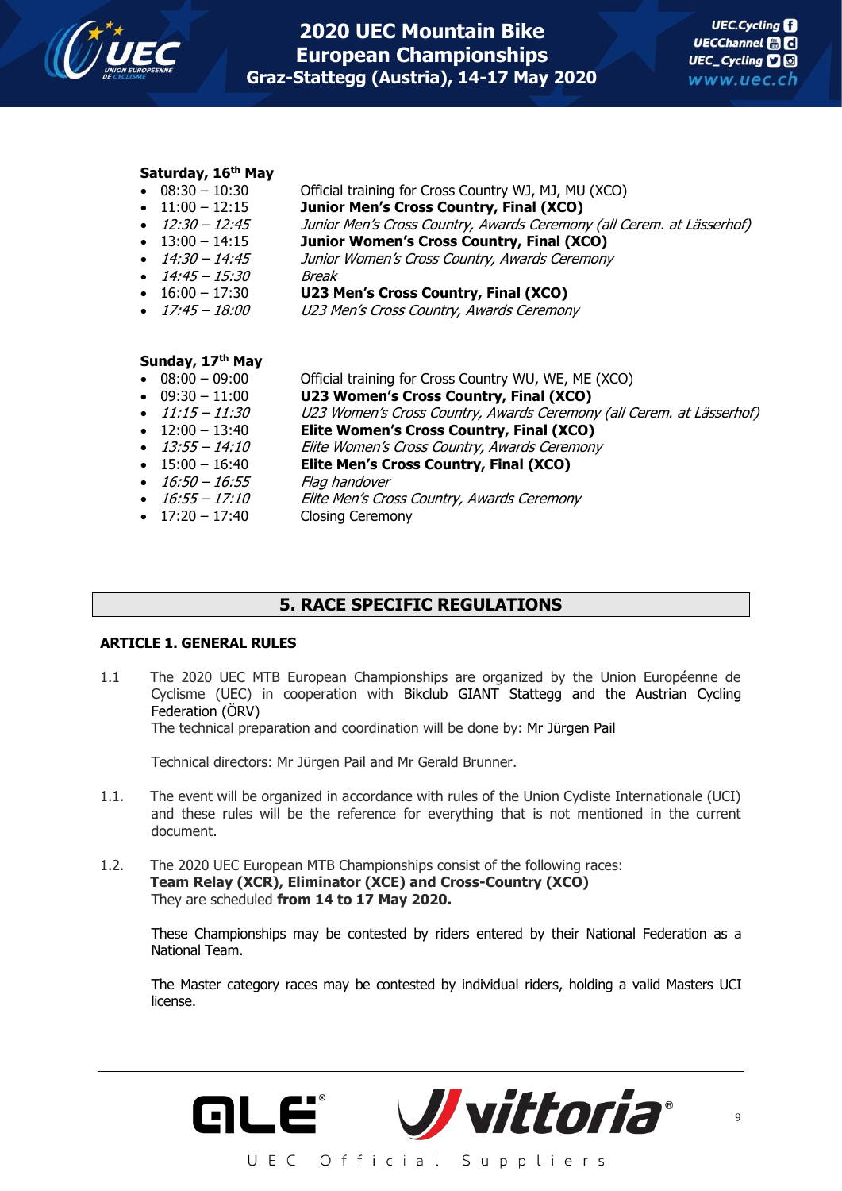**Saturday, 16th May**

- 08:30 – 10:30 Official training for Cross Country WJ, MJ, MU (XCO)
- 11:00 – 12:15 **Junior Men's Cross Country, Final (XCO)**
- *12:30 – 12:45* *Junior Men's Cross Country, Awards Ceremony (all Cerem. at Lässerhof)*
- 13:00 – 14:15 **Junior Women's Cross Country, Final (XCO)**
- *14:30 – 14:45* *Junior Women's Cross Country, Awards Ceremony*
- *14:45 – 15:30* *Break*
- 16:00 – 17:30 **U23 Men's Cross Country, Final (XCO)**
- *17:45 – 18:00* *U23 Men's Cross Country, Awards Ceremony*

**Sunday, 17th May**

- 08:00 – 09:00 Official training for Cross Country WU, WE, ME (XCO)
- 09:30 – 11:00 **U23 Women's Cross Country, Final (XCO)**
- *11:15 – 11:30* *U23 Women's Cross Country, Awards Ceremony (all Cerem. at Lässerhof)*
- 12:00 – 13:40 **Elite Women's Cross Country, Final (XCO)**
- *13:55 – 14:10* *Elite Women's Cross Country, Awards Ceremony*
- 15:00 – 16:40 **Elite Men's Cross Country, Final (XCO)**
- *16:50 – 16:55* *Flag handover*
- *16:55 – 17:10* *Elite Men's Cross Country, Awards Ceremony*
- 17:20 – 17:40 Closing Ceremony

## 5. RACE SPECIFIC REGULATIONS

### ARTICLE 1. GENERAL RULES

1.1 The 2020 UEC MTB European Championships are organized by the Union Européenne de Cyclisme (UEC) in cooperation with Bikclub GIANT Stattegg and the Austrian Cycling Federation (ÖRV)
The technical preparation and coordination will be done by: Mr Jürgen Pail

Technical directors: Mr Jürgen Pail and Mr Gerald Brunner.

1.1. The event will be organized in accordance with rules of the Union Cycliste Internationale (UCI) and these rules will be the reference for everything that is not mentioned in the current document.

1.2. The 2020 UEC European MTB Championships consist of the following races:
**Team Relay (XCR), Eliminator (XCE) and Cross-Country (XCO)**
They are scheduled **from 14 to 17 May 2020.**

These Championships may be contested by riders entered by their National Federation as a National Team.

The Master category races may be contested by individual riders, holding a valid Masters UCI license.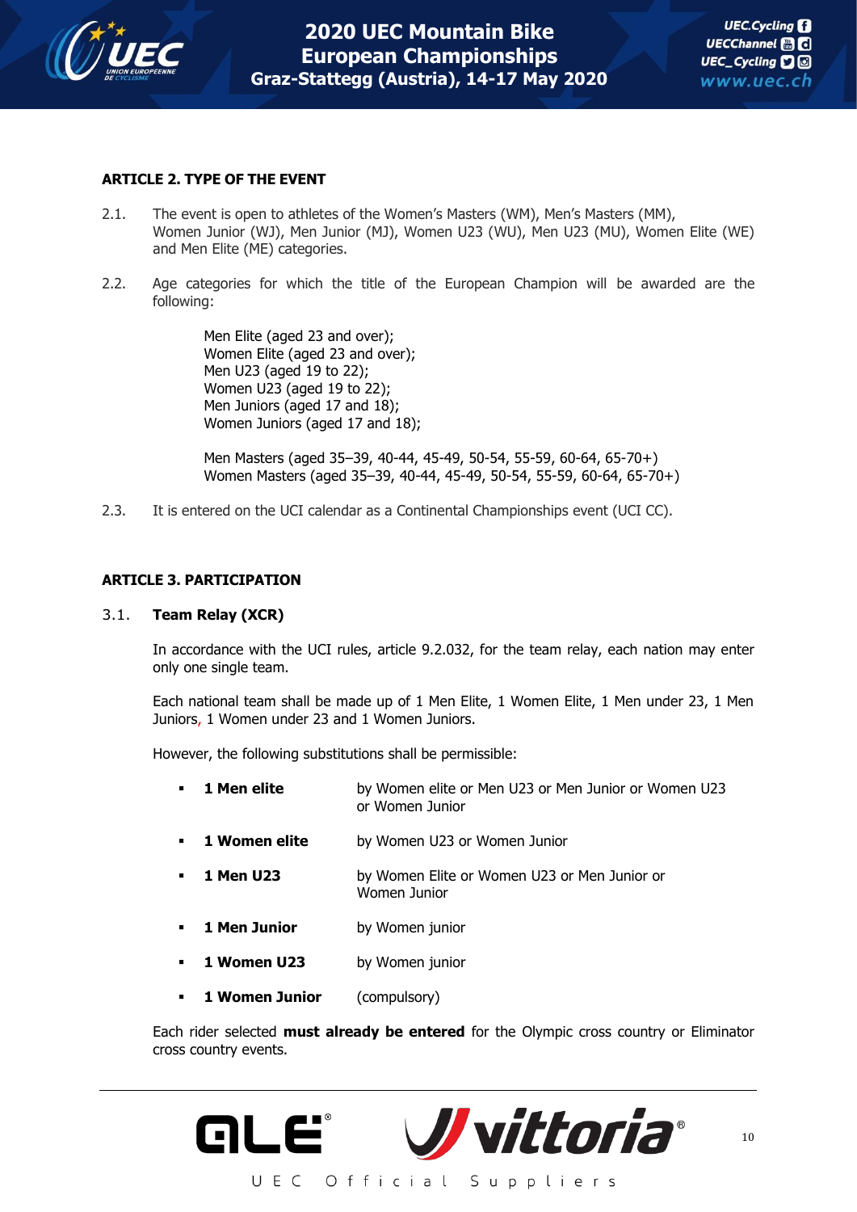## ARTICLE 2. TYPE OF THE EVENT

2.1. The event is open to athletes of the Women's Masters (WM), Men's Masters (MM), Women Junior (WJ), Men Junior (MJ), Women U23 (WU), Men U23 (MU), Women Elite (WE) and Men Elite (ME) categories.

2.2. Age categories for which the title of the European Champion will be awarded are the following:

Men Elite (aged 23 and over);
Women Elite (aged 23 and over);
Men U23 (aged 19 to 22);
Women U23 (aged 19 to 22);
Men Juniors (aged 17 and 18);
Women Juniors (aged 17 and 18);

Men Masters (aged 35–39, 40-44, 45-49, 50-54, 55-59, 60-64, 65-70+)
Women Masters (aged 35–39, 40-44, 45-49, 50-54, 55-59, 60-64, 65-70+)

2.3. It is entered on the UCI calendar as a Continental Championships event (UCI CC).

## ARTICLE 3. PARTICIPATION

### 3.1. Team Relay (XCR)

In accordance with the UCI rules, article 9.2.032, for the team relay, each nation may enter only one single team.

Each national team shall be made up of 1 Men Elite, 1 Women Elite, 1 Men under 23, 1 Men Juniors, 1 Women under 23 and 1 Women Juniors.

However, the following substitutions shall be permissible:

- **1 Men elite** by Women elite or Men U23 or Men Junior or Women U23 or Women Junior
- **1 Women elite** by Women U23 or Women Junior
- **1 Men U23** by Women Elite or Women U23 or Men Junior or Women Junior
- **1 Men Junior** by Women junior
- **1 Women U23** by Women junior
- **1 Women Junior** (compulsory)

Each rider selected **must already be entered** for the Olympic cross country or Eliminator cross country events.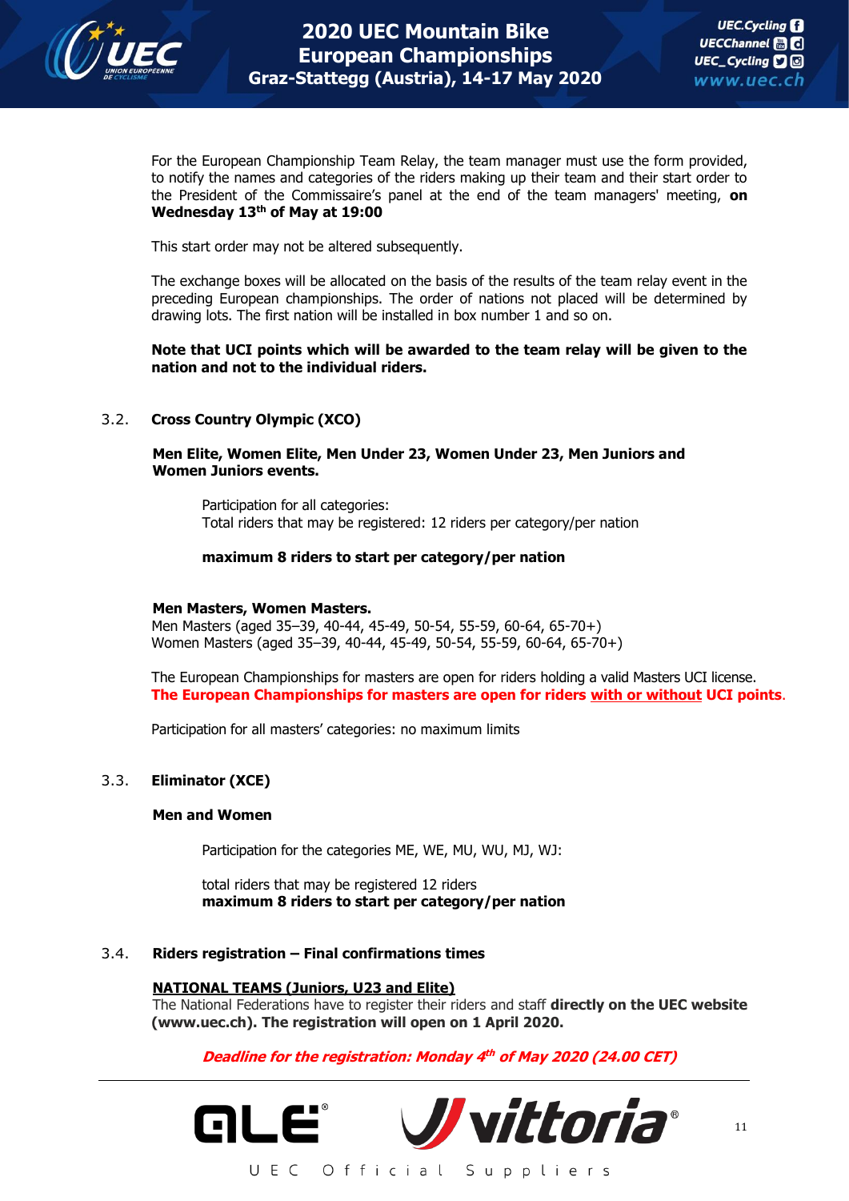For the European Championship Team Relay, the team manager must use the form provided, to notify the names and categories of the riders making up their team and their start order to the President of the Commissaire's panel at the end of the team managers' meeting, **on Wednesday 13th of May at 19:00**

This start order may not be altered subsequently.

The exchange boxes will be allocated on the basis of the results of the team relay event in the preceding European championships. The order of nations not placed will be determined by drawing lots. The first nation will be installed in box number 1 and so on.

**Note that UCI points which will be awarded to the team relay will be given to the nation and not to the individual riders.**

### 3.2. Cross Country Olympic (XCO)

**Men Elite, Women Elite, Men Under 23, Women Under 23, Men Juniors and Women Juniors events.**

Participation for all categories:
Total riders that may be registered: 12 riders per category/per nation

**maximum 8 riders to start per category/per nation**

**Men Masters, Women Masters.**
Men Masters (aged 35–39, 40-44, 45-49, 50-54, 55-59, 60-64, 65-70+)
Women Masters (aged 35–39, 40-44, 45-49, 50-54, 55-59, 60-64, 65-70+)

The European Championships for masters are open for riders holding a valid Masters UCI license.
**The European Championships for masters are open for riders with or without UCI points.**

Participation for all masters' categories: no maximum limits

### 3.3. Eliminator (XCE)

**Men and Women**

Participation for the categories ME, WE, MU, WU, MJ, WJ:

total riders that may be registered 12 riders
**maximum 8 riders to start per category/per nation**

### 3.4. Riders registration – Final confirmations times

**NATIONAL TEAMS (Juniors, U23 and Elite)**
The National Federations have to register their riders and staff **directly on the UEC website (www.uec.ch). The registration will open on 1 April 2020.**

***Deadline for the registration: Monday 4th of May 2020 (24.00 CET)***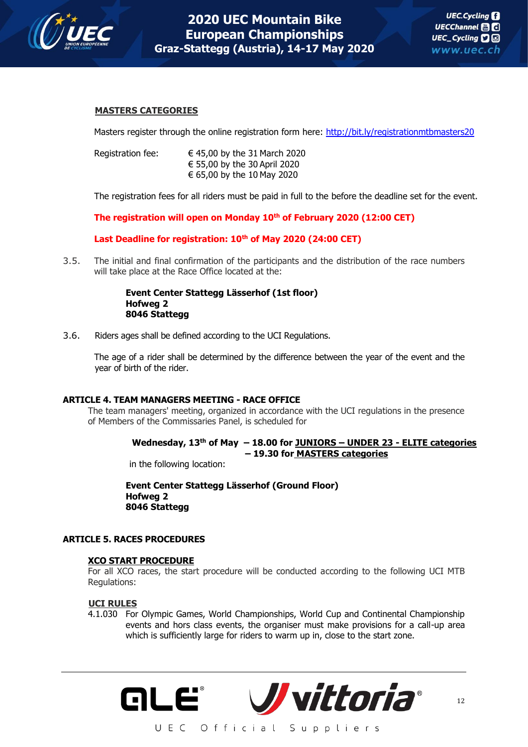**MASTERS CATEGORIES**

Masters register through the online registration form here: [http://bit.ly/registrationmtbmasters20](http://bit.ly/registrationmtbmasters20)

Registration fee: € 45,00 by the 31 March 2020
€ 55,00 by the 30 April 2020
€ 65,00 by the 10 May 2020

The registration fees for all riders must be paid in full to the before the deadline set for the event.

**The registration will open on Monday 10th of February 2020 (12:00 CET)**

**Last Deadline for registration: 10th of May 2020 (24:00 CET)**

3.5. The initial and final confirmation of the participants and the distribution of the race numbers will take place at the Race Office located at the:

**Event Center Stattegg Lässerhof (1st floor)**
**Hofweg 2**
**8046 Stattegg**

3.6. Riders ages shall be defined according to the UCI Regulations.

The age of a rider shall be determined by the difference between the year of the event and the year of birth of the rider.

## ARTICLE 4. TEAM MANAGERS MEETING - RACE OFFICE

The team managers' meeting, organized in accordance with the UCI regulations in the presence of Members of the Commissaries Panel, is scheduled for

**Wednesday, 13th of May – 18.00 for JUNIORS – UNDER 23 - ELITE categories**
**– 19.30 for MASTERS categories**

in the following location:

**Event Center Stattegg Lässerhof (Ground Floor)**
**Hofweg 2**
**8046 Stattegg**

## ARTICLE 5. RACES PROCEDURES

**XCO START PROCEDURE**

For all XCO races, the start procedure will be conducted according to the following UCI MTB Regulations:

**UCI RULES**

4.1.030 For Olympic Games, World Championships, World Cup and Continental Championship events and hors class events, the organiser must make provisions for a call-up area which is sufficiently large for riders to warm up in, close to the start zone.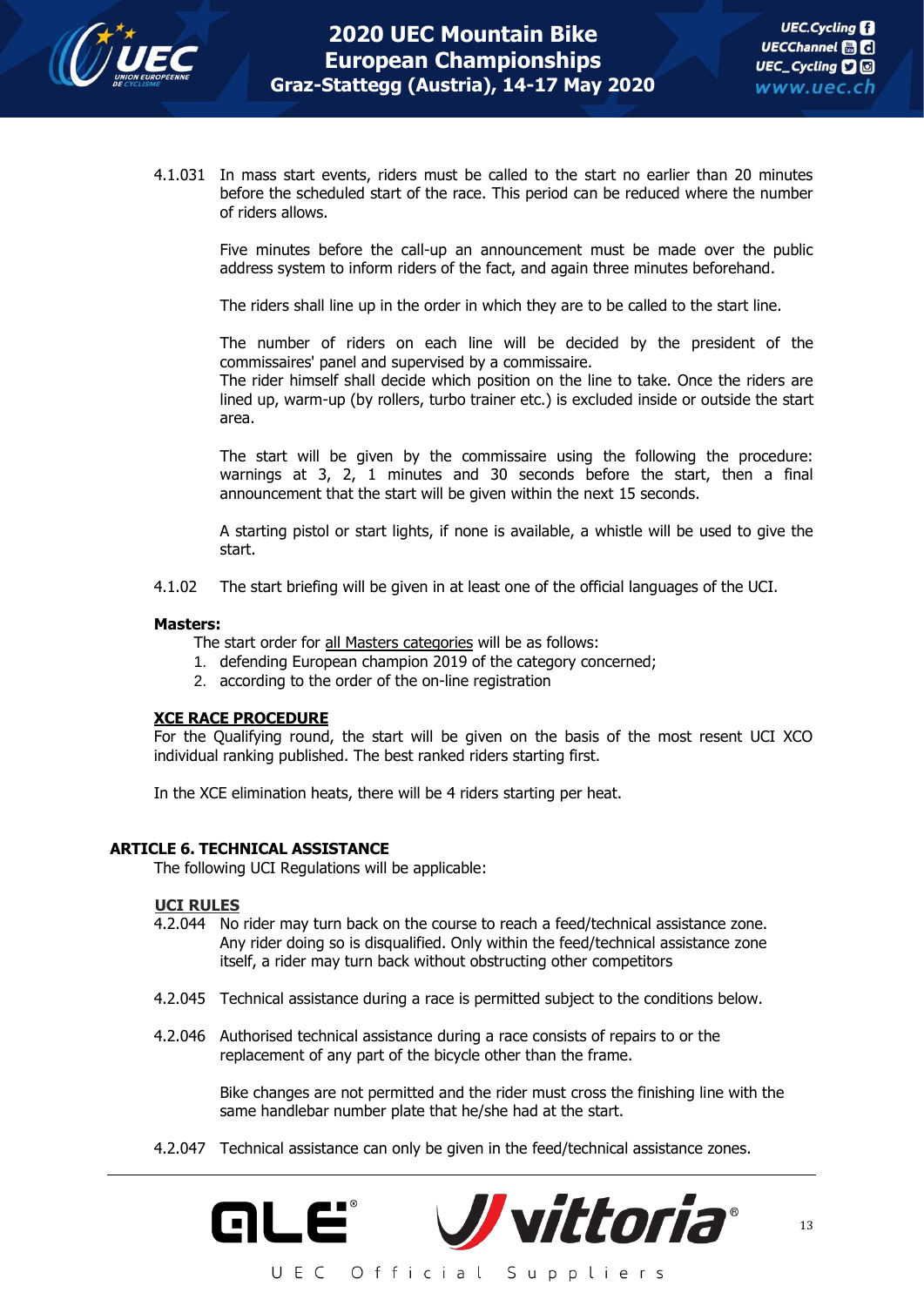4.1.031 In mass start events, riders must be called to the start no earlier than 20 minutes before the scheduled start of the race. This period can be reduced where the number of riders allows.

Five minutes before the call-up an announcement must be made over the public address system to inform riders of the fact, and again three minutes beforehand.

The riders shall line up in the order in which they are to be called to the start line.

The number of riders on each line will be decided by the president of the commissaires' panel and supervised by a commissaire.
The rider himself shall decide which position on the line to take. Once the riders are lined up, warm-up (by rollers, turbo trainer etc.) is excluded inside or outside the start area.

The start will be given by the commissaire using the following the procedure: warnings at 3, 2, 1 minutes and 30 seconds before the start, then a final announcement that the start will be given within the next 15 seconds.

A starting pistol or start lights, if none is available, a whistle will be used to give the start.

4.1.02 The start briefing will be given in at least one of the official languages of the UCI.

**Masters:**

The start order for <u>all Masters categories</u> will be as follows:

1. defending European champion 2019 of the category concerned;
2. according to the order of the on-line registration

**<u>XCE RACE PROCEDURE</u>**

For the Qualifying round, the start will be given on the basis of the most resent UCI XCO individual ranking published. The best ranked riders starting first.

In the XCE elimination heats, there will be 4 riders starting per heat.

## ARTICLE 6. TECHNICAL ASSISTANCE

The following UCI Regulations will be applicable:

**<u>UCI RULES</u>**

4.2.044 No rider may turn back on the course to reach a feed/technical assistance zone. Any rider doing so is disqualified. Only within the feed/technical assistance zone itself, a rider may turn back without obstructing other competitors

4.2.045 Technical assistance during a race is permitted subject to the conditions below.

4.2.046 Authorised technical assistance during a race consists of repairs to or the replacement of any part of the bicycle other than the frame.

Bike changes are not permitted and the rider must cross the finishing line with the same handlebar number plate that he/she had at the start.

4.2.047 Technical assistance can only be given in the feed/technical assistance zones.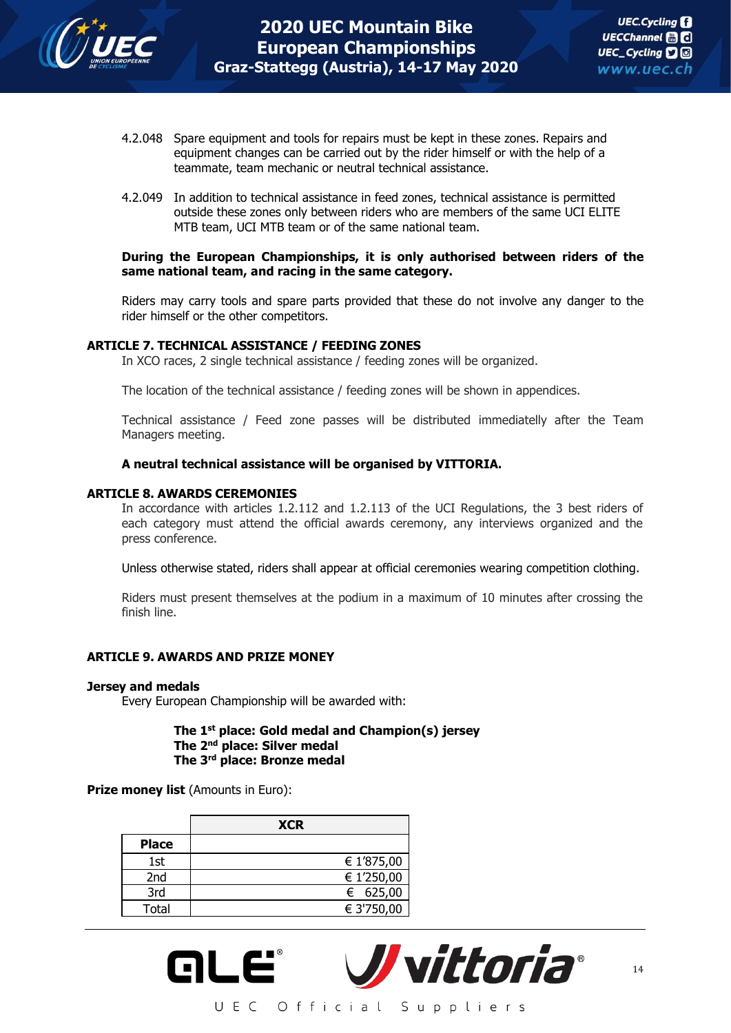4.2.048 Spare equipment and tools for repairs must be kept in these zones. Repairs and equipment changes can be carried out by the rider himself or with the help of a teammate, team mechanic or neutral technical assistance.

4.2.049 In addition to technical assistance in feed zones, technical assistance is permitted outside these zones only between riders who are members of the same UCI ELITE MTB team, UCI MTB team or of the same national team.

**During the European Championships, it is only authorised between riders of the same national team, and racing in the same category.**

Riders may carry tools and spare parts provided that these do not involve any danger to the rider himself or the other competitors.

## ARTICLE 7. TECHNICAL ASSISTANCE / FEEDING ZONES

In XCO races, 2 single technical assistance / feeding zones will be organized.

The location of the technical assistance / feeding zones will be shown in appendices.

Technical assistance / Feed zone passes will be distributed immediatelly after the Team Managers meeting.

**A neutral technical assistance will be organised by VITTORIA.**

## ARTICLE 8. AWARDS CEREMONIES

In accordance with articles 1.2.112 and 1.2.113 of the UCI Regulations, the 3 best riders of each category must attend the official awards ceremony, any interviews organized and the press conference.

Unless otherwise stated, riders shall appear at official ceremonies wearing competition clothing.

Riders must present themselves at the podium in a maximum of 10 minutes after crossing the finish line.

## ARTICLE 9. AWARDS AND PRIZE MONEY

**Jersey and medals**

Every European Championship will be awarded with:

**The 1st place: Gold medal and Champion(s) jersey**
**The 2nd place: Silver medal**
**The 3rd place: Bronze medal**

**Prize money list** (Amounts in Euro):

| Place | XCR |
|---|---|
| 1st | € 1'875,00 |
| 2nd | € 1'250,00 |
| 3rd | € 625,00 |
| Total | € 3'750,00 |

UEC Official Suppliers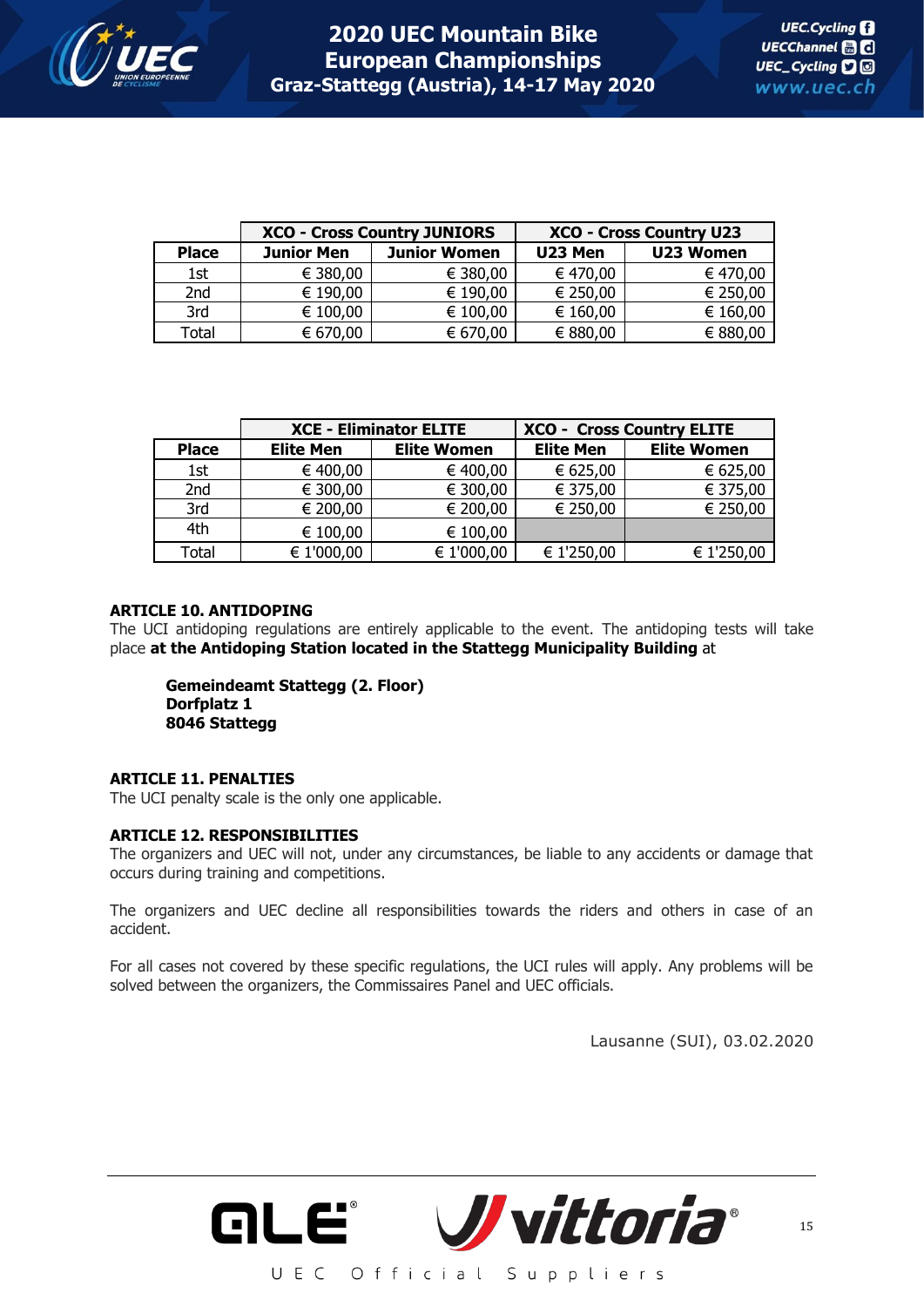| | XCO - Cross Country JUNIORS | | XCO - Cross Country U23 | |
|---|---|---|---|---|
| Place | Junior Men | Junior Women | U23 Men | U23 Women |
| 1st | € 380,00 | € 380,00 | € 470,00 | € 470,00 |
| 2nd | € 190,00 | € 190,00 | € 250,00 | € 250,00 |
| 3rd | € 100,00 | € 100,00 | € 160,00 | € 160,00 |
| Total | € 670,00 | € 670,00 | € 880,00 | € 880,00 |

| | XCE - Eliminator ELITE | | XCO - Cross Country ELITE | |
|---|---|---|---|---|
| Place | Elite Men | Elite Women | Elite Men | Elite Women |
| 1st | € 400,00 | € 400,00 | € 625,00 | € 625,00 |
| 2nd | € 300,00 | € 300,00 | € 375,00 | € 375,00 |
| 3rd | € 200,00 | € 200,00 | € 250,00 | € 250,00 |
| 4th | € 100,00 | € 100,00 | | |
| Total | € 1'000,00 | € 1'000,00 | € 1'250,00 | € 1'250,00 |

**ARTICLE 10. ANTIDOPING**

The UCI antidoping regulations are entirely applicable to the event. The antidoping tests will take place **at the Antidoping Station located in the Stattegg Municipality Building** at

**Gemeindeamt Stattegg (2. Floor)**
**Dorfplatz 1**
**8046 Stattegg**

**ARTICLE 11. PENALTIES**

The UCI penalty scale is the only one applicable.

**ARTICLE 12. RESPONSIBILITIES**

The organizers and UEC will not, under any circumstances, be liable to any accidents or damage that occurs during training and competitions.

The organizers and UEC decline all responsibilities towards the riders and others in case of an accident.

For all cases not covered by these specific regulations, the UCI rules will apply. Any problems will be solved between the organizers, the Commissaires Panel and UEC officials.

Lausanne (SUI), 03.02.2020

UEC Official Suppliers